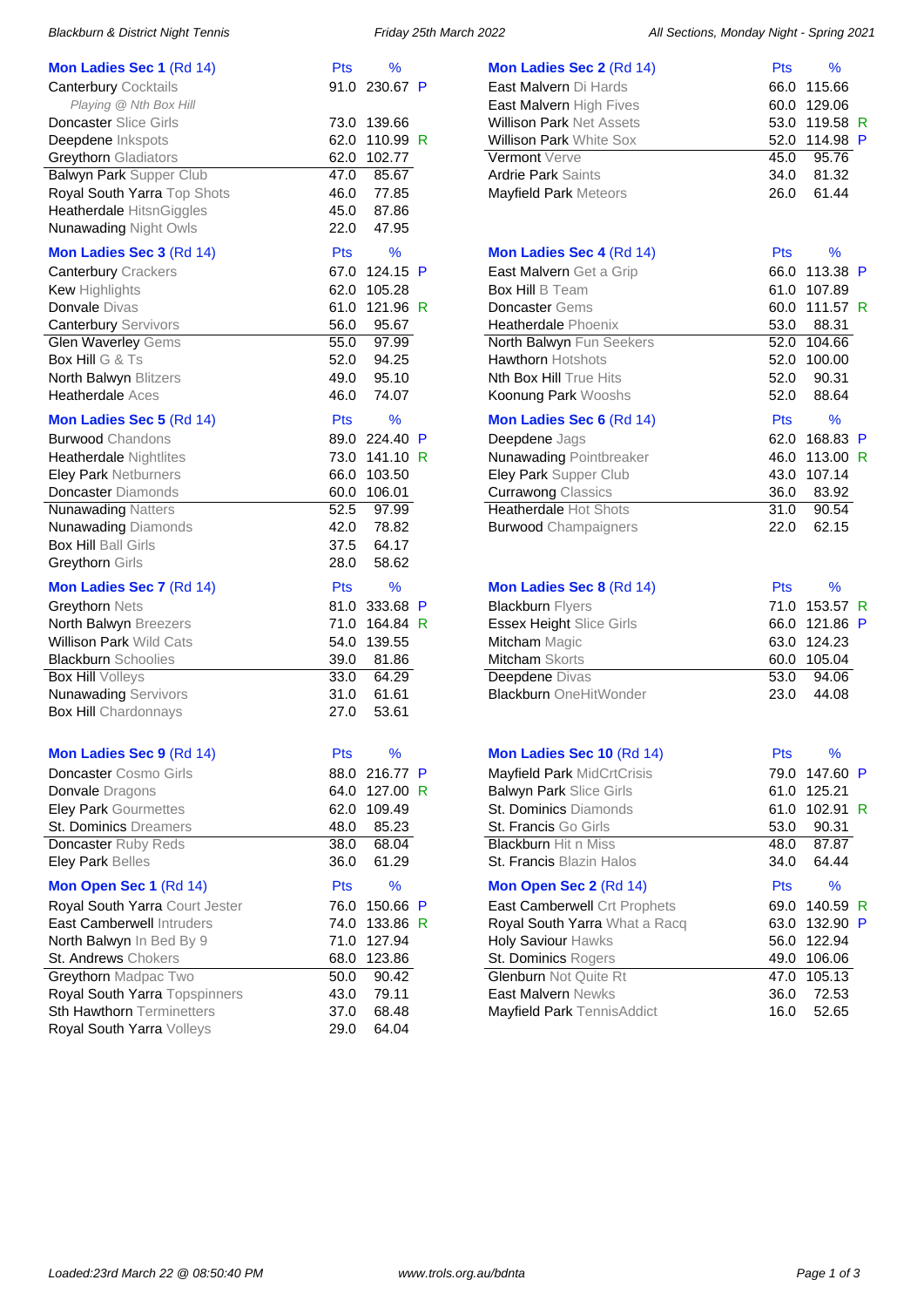## Mon Ladies Sec 1 (Rd 14)

| Team | Pts | % | |
|---|---|---|---|
| Canterbury Cocktails | 91.0 | 230.67 | P |
| *Playing @ Nth Box Hill* | | | |
| Doncaster Slice Girls | 73.0 | 139.66 | |
| Deepdene Inkspots | 62.0 | 110.99 | R |
| Greythorn Gladiators | 62.0 | 102.77 | |
| Balwyn Park Supper Club | 47.0 | 85.67 | |
| Royal South Yarra Top Shots | 46.0 | 77.85 | |
| Heatherdale HitsnGiggles | 45.0 | 87.86 | |
| Nunawading Night Owls | 22.0 | 47.95 | |

## Mon Ladies Sec 2 (Rd 14)

| Team | Pts | % | |
|---|---|---|---|
| East Malvern Di Hards | 66.0 | 115.66 | |
| East Malvern High Fives | 60.0 | 129.06 | |
| Willison Park Net Assets | 53.0 | 119.58 | R |
| Willison Park White Sox | 52.0 | 114.98 | P |
| Vermont Verve | 45.0 | 95.76 | |
| Ardrie Park Saints | 34.0 | 81.32 | |
| Mayfield Park Meteors | 26.0 | 61.44 | |

## Mon Ladies Sec 3 (Rd 14)

| Team | Pts | % | |
|---|---|---|---|
| Canterbury Crackers | 67.0 | 124.15 | P |
| Kew Highlights | 62.0 | 105.28 | |
| Donvale Divas | 61.0 | 121.96 | R |
| Canterbury Servivors | 56.0 | 95.67 | |
| Glen Waverley Gems | 55.0 | 97.99 | |
| Box Hill G & Ts | 52.0 | 94.25 | |
| North Balwyn Blitzers | 49.0 | 95.10 | |
| Heatherdale Aces | 46.0 | 74.07 | |

## Mon Ladies Sec 4 (Rd 14)

| Team | Pts | % | |
|---|---|---|---|
| East Malvern Get a Grip | 66.0 | 113.38 | P |
| Box Hill B Team | 61.0 | 107.89 | |
| Doncaster Gems | 60.0 | 111.57 | R |
| Heatherdale Phoenix | 53.0 | 88.31 | |
| North Balwyn Fun Seekers | 52.0 | 104.66 | |
| Hawthorn Hotshots | 52.0 | 100.00 | |
| Nth Box Hill True Hits | 52.0 | 90.31 | |
| Koonung Park Wooshs | 52.0 | 88.64 | |

## Mon Ladies Sec 5 (Rd 14)

| Team | Pts | % | |
|---|---|---|---|
| Burwood Chandons | 89.0 | 224.40 | P |
| Heatherdale Nightlites | 73.0 | 141.10 | R |
| Eley Park Netburners | 66.0 | 103.50 | |
| Doncaster Diamonds | 60.0 | 106.01 | |
| Nunawading Natters | 52.5 | 97.99 | |
| Nunawading Diamonds | 42.0 | 78.82 | |
| Box Hill Ball Girls | 37.5 | 64.17 | |
| Greythorn Girls | 28.0 | 58.62 | |

## Mon Ladies Sec 6 (Rd 14)

| Team | Pts | % | |
|---|---|---|---|
| Deepdene Jags | 62.0 | 168.83 | P |
| Nunawading Pointbreaker | 46.0 | 113.00 | R |
| Eley Park Supper Club | 43.0 | 107.14 | |
| Currawong Classics | 36.0 | 83.92 | |
| Heatherdale Hot Shots | 31.0 | 90.54 | |
| Burwood Champaigners | 22.0 | 62.15 | |

## Mon Ladies Sec 7 (Rd 14)

| Team | Pts | % | |
|---|---|---|---|
| Greythorn Nets | 81.0 | 333.68 | P |
| North Balwyn Breezers | 71.0 | 164.84 | R |
| Willison Park Wild Cats | 54.0 | 139.55 | |
| Blackburn Schoolies | 39.0 | 81.86 | |
| Box Hill Volleys | 33.0 | 64.29 | |
| Nunawading Servivors | 31.0 | 61.61 | |
| Box Hill Chardonnays | 27.0 | 53.61 | |

## Mon Ladies Sec 8 (Rd 14)

| Team | Pts | % | |
|---|---|---|---|
| Blackburn Flyers | 71.0 | 153.57 | R |
| Essex Height Slice Girls | 66.0 | 121.86 | P |
| Mitcham Magic | 63.0 | 124.23 | |
| Mitcham Skorts | 60.0 | 105.04 | |
| Deepdene Divas | 53.0 | 94.06 | |
| Blackburn OneHitWonder | 23.0 | 44.08 | |

## Mon Ladies Sec 9 (Rd 14)

| Team | Pts | % | |
|---|---|---|---|
| Doncaster Cosmo Girls | 88.0 | 216.77 | P |
| Donvale Dragons | 64.0 | 127.00 | R |
| Eley Park Gourmettes | 62.0 | 109.49 | |
| St. Dominics Dreamers | 48.0 | 85.23 | |
| Doncaster Ruby Reds | 38.0 | 68.04 | |
| Eley Park Belles | 36.0 | 61.29 | |

## Mon Ladies Sec 10 (Rd 14)

| Team | Pts | % | |
|---|---|---|---|
| Mayfield Park MidCrtCrisis | 79.0 | 147.60 | P |
| Balwyn Park Slice Girls | 61.0 | 125.21 | |
| St. Dominics Diamonds | 61.0 | 102.91 | R |
| St. Francis Go Girls | 53.0 | 90.31 | |
| Blackburn Hit n Miss | 48.0 | 87.87 | |
| St. Francis Blazin Halos | 34.0 | 64.44 | |

## Mon Open Sec 1 (Rd 14)

| Team | Pts | % | |
|---|---|---|---|
| Royal South Yarra Court Jester | 76.0 | 150.66 | P |
| East Camberwell Intruders | 74.0 | 133.86 | R |
| North Balwyn In Bed By 9 | 71.0 | 127.94 | |
| St. Andrews Chokers | 68.0 | 123.86 | |
| Greythorn Madpac Two | 50.0 | 90.42 | |
| Royal South Yarra Topspinners | 43.0 | 79.11 | |
| Sth Hawthorn Terminetters | 37.0 | 68.48 | |
| Royal South Yarra Volleys | 29.0 | 64.04 | |

## Mon Open Sec 2 (Rd 14)

| Team | Pts | % | |
|---|---|---|---|
| East Camberwell Crt Prophets | 69.0 | 140.59 | R |
| Royal South Yarra What a Racq | 63.0 | 132.90 | P |
| Holy Saviour Hawks | 56.0 | 122.94 | |
| St. Dominics Rogers | 49.0 | 106.06 | |
| Glenburn Not Quite Rt | 47.0 | 105.13 | |
| East Malvern Newks | 36.0 | 72.53 | |
| Mayfield Park TennisAddict | 16.0 | 52.65 | |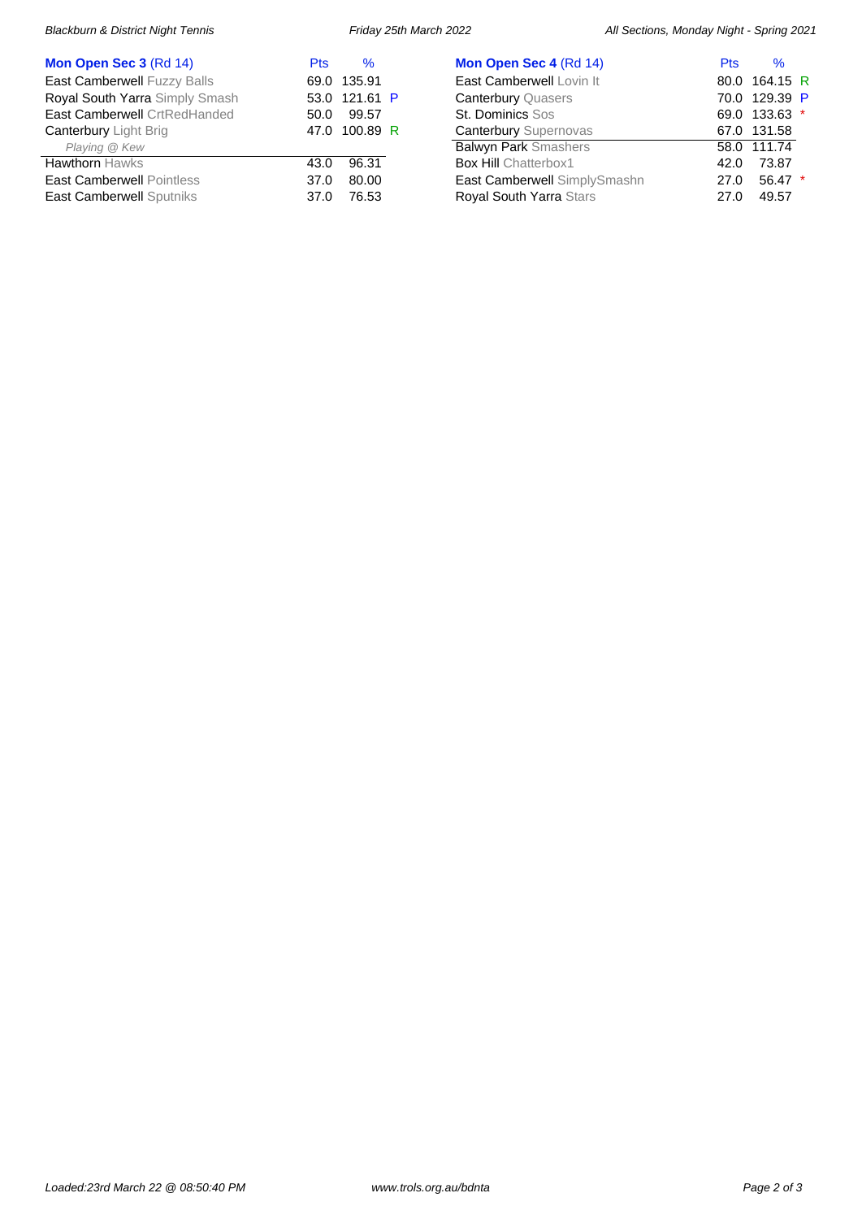| Mon Open Sec 3 (Rd 14) | Pts | % | |
|---|---|---|---|
| East Camberwell Fuzzy Balls | 69.0 | 135.91 | |
| Royal South Yarra Simply Smash | 53.0 | 121.61 | P |
| East Camberwell CrtRedHanded | 50.0 | 99.57 | |
| Canterbury Light Brig | 47.0 | 100.89 | R |
| *Playing @ Kew* | | | |
| Hawthorn Hawks | 43.0 | 96.31 | |
| East Camberwell Pointless | 37.0 | 80.00 | |
| East Camberwell Sputniks | 37.0 | 76.53 | |

| Mon Open Sec 4 (Rd 14) | Pts | % | |
|---|---|---|---|
| East Camberwell Lovin It | 80.0 | 164.15 | R |
| Canterbury Quasers | 70.0 | 129.39 | P |
| St. Dominics Sos | 69.0 | 133.63 | * |
| Canterbury Supernovas | 67.0 | 131.58 | |
| Balwyn Park Smashers | 58.0 | 111.74 | |
| Box Hill Chatterbox1 | 42.0 | 73.87 | |
| East Camberwell SimplySmashn | 27.0 | 56.47 | * |
| Royal South Yarra Stars | 27.0 | 49.57 | |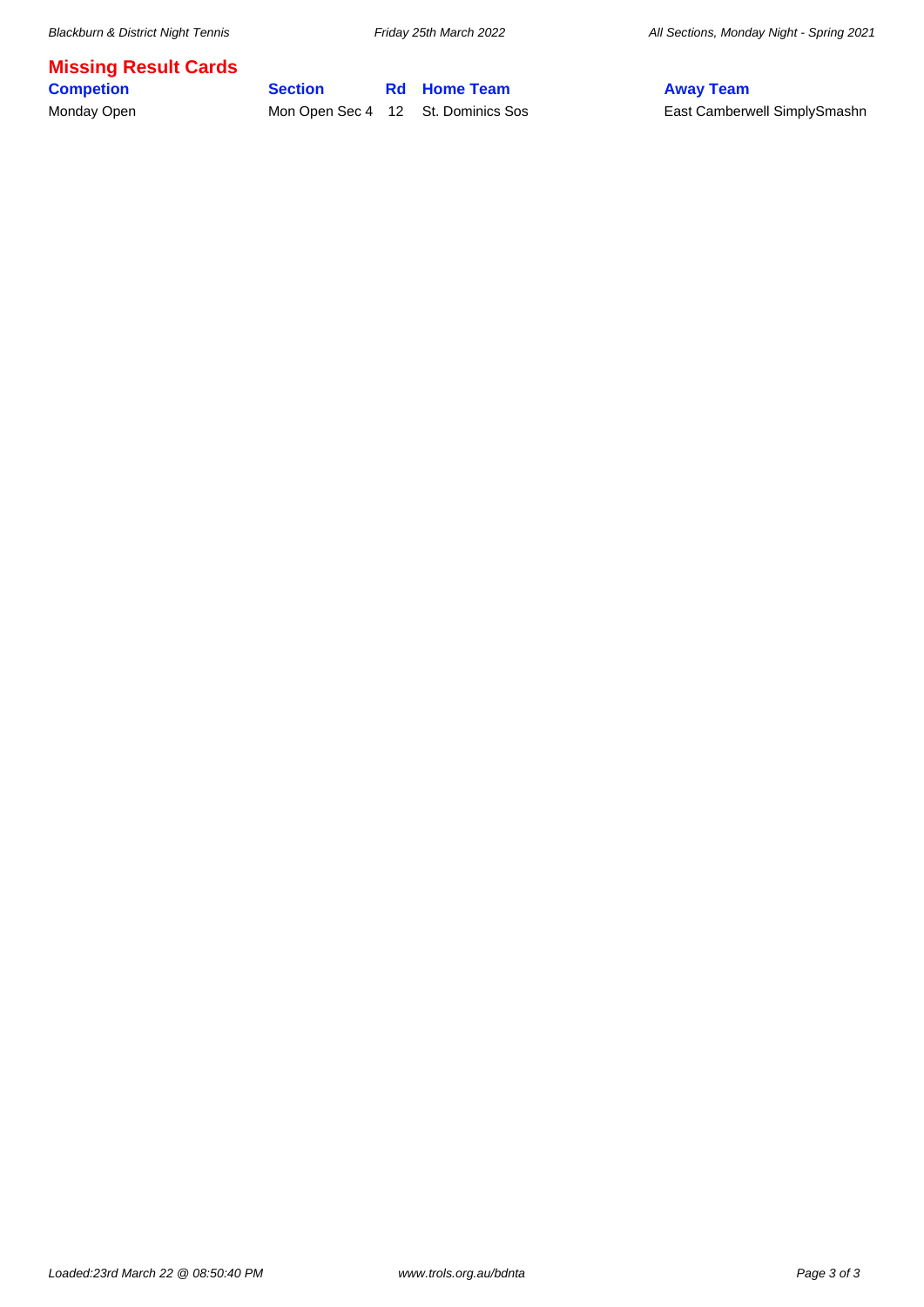## Missing Result Cards

| Competion | Section | Rd | Home Team | Away Team |
|---|---|---|---|---|
| Monday Open | Mon Open Sec 4 | 12 | St. Dominics Sos | East Camberwell SimplySmashn |